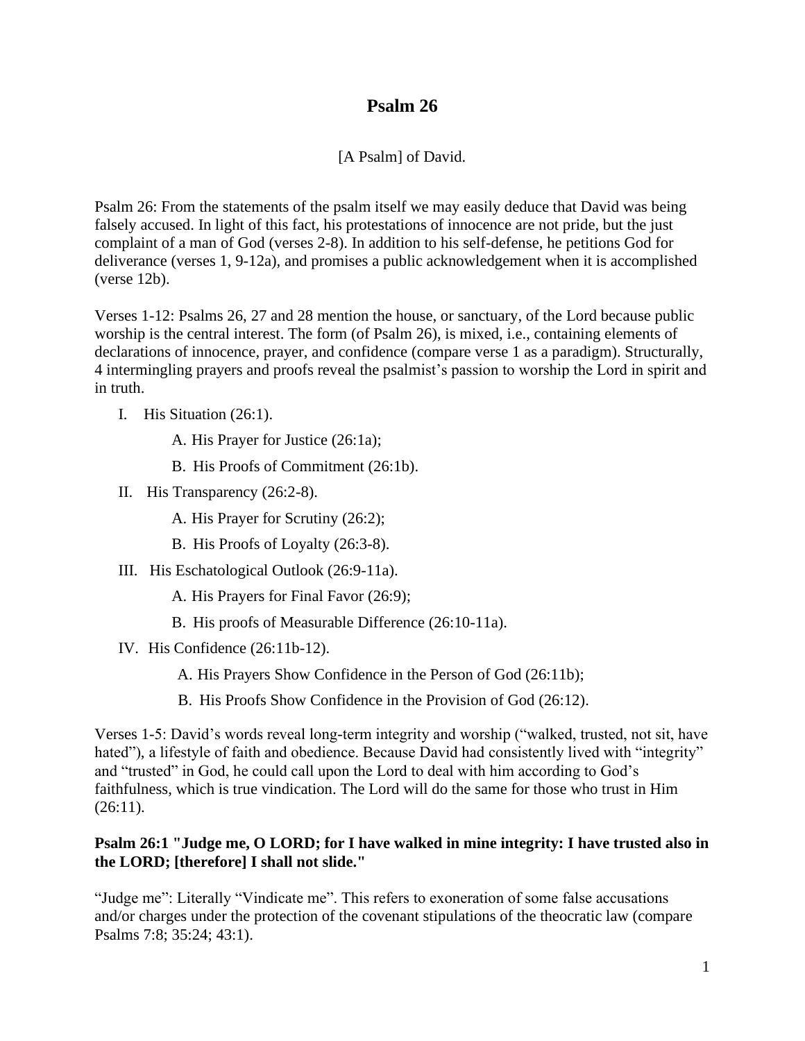# Psalm 26

[A Psalm] of David.

Psalm 26: From the statements of the psalm itself we may easily deduce that David was being falsely accused. In light of this fact, his protestations of innocence are not pride, but the just complaint of a man of God (verses 2-8). In addition to his self-defense, he petitions God for deliverance (verses 1, 9-12a), and promises a public acknowledgement when it is accomplished (verse 12b).

Verses 1-12: Psalms 26, 27 and 28 mention the house, or sanctuary, of the Lord because public worship is the central interest. The form (of Psalm 26), is mixed, i.e., containing elements of declarations of innocence, prayer, and confidence (compare verse 1 as a paradigm). Structurally, 4 intermingling prayers and proofs reveal the psalmist's passion to worship the Lord in spirit and in truth.

I. His Situation (26:1).
   - A. His Prayer for Justice (26:1a);
   - B. His Proofs of Commitment (26:1b).

II. His Transparency (26:2-8).
   - A. His Prayer for Scrutiny (26:2);
   - B. His Proofs of Loyalty (26:3-8).

III. His Eschatological Outlook (26:9-11a).
   - A. His Prayers for Final Favor (26:9);
   - B. His proofs of Measurable Difference (26:10-11a).

IV. His Confidence (26:11b-12).
   - A. His Prayers Show Confidence in the Person of God (26:11b);
   - B. His Proofs Show Confidence in the Provision of God (26:12).

Verses 1-5: David's words reveal long-term integrity and worship ("walked, trusted, not sit, have hated"), a lifestyle of faith and obedience. Because David had consistently lived with "integrity" and "trusted" in God, he could call upon the Lord to deal with him according to God's faithfulness, which is true vindication. The Lord will do the same for those who trust in Him (26:11).

**Psalm 26:1 "Judge me, O LORD; for I have walked in mine integrity: I have trusted also in the LORD; [therefore] I shall not slide."**

"Judge me": Literally "Vindicate me". This refers to exoneration of some false accusations and/or charges under the protection of the covenant stipulations of the theocratic law (compare Psalms 7:8; 35:24; 43:1).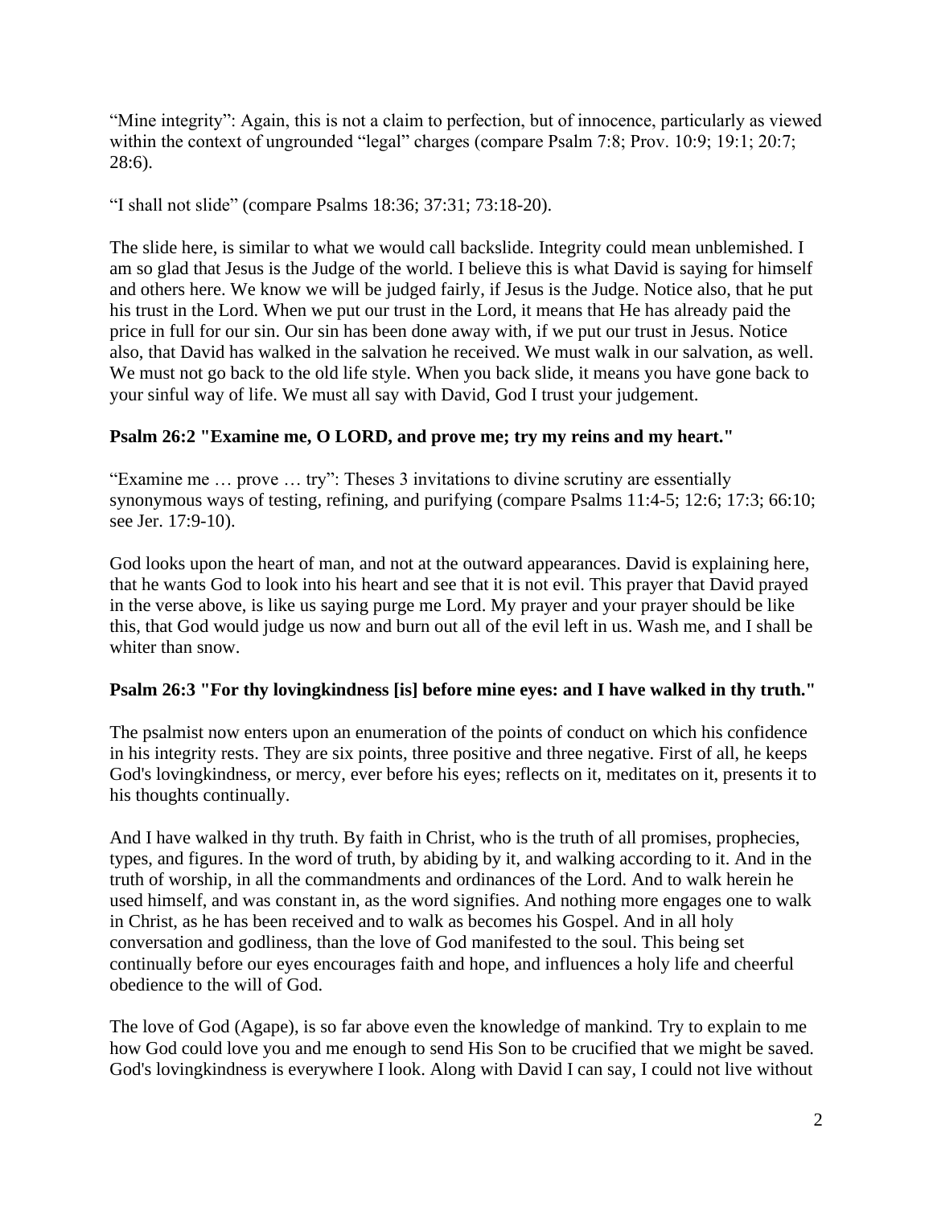“Mine integrity”: Again, this is not a claim to perfection, but of innocence, particularly as viewed within the context of ungrounded “legal” charges (compare Psalm 7:8; Prov. 10:9; 19:1; 20:7; 28:6).

“I shall not slide” (compare Psalms 18:36; 37:31; 73:18-20).

The slide here, is similar to what we would call backslide. Integrity could mean unblemished. I am so glad that Jesus is the Judge of the world. I believe this is what David is saying for himself and others here. We know we will be judged fairly, if Jesus is the Judge. Notice also, that he put his trust in the Lord. When we put our trust in the Lord, it means that He has already paid the price in full for our sin. Our sin has been done away with, if we put our trust in Jesus. Notice also, that David has walked in the salvation he received. We must walk in our salvation, as well. We must not go back to the old life style. When you back slide, it means you have gone back to your sinful way of life. We must all say with David, God I trust your judgement.

**Psalm 26:2 "Examine me, O LORD, and prove me; try my reins and my heart."**

“Examine me … prove … try”: Theses 3 invitations to divine scrutiny are essentially synonymous ways of testing, refining, and purifying (compare Psalms 11:4-5; 12:6; 17:3; 66:10; see Jer. 17:9-10).

God looks upon the heart of man, and not at the outward appearances. David is explaining here, that he wants God to look into his heart and see that it is not evil. This prayer that David prayed in the verse above, is like us saying purge me Lord. My prayer and your prayer should be like this, that God would judge us now and burn out all of the evil left in us. Wash me, and I shall be whiter than snow.

**Psalm 26:3 "For thy lovingkindness [is] before mine eyes: and I have walked in thy truth."**

The psalmist now enters upon an enumeration of the points of conduct on which his confidence in his integrity rests. They are six points, three positive and three negative. First of all, he keeps God's lovingkindness, or mercy, ever before his eyes; reflects on it, meditates on it, presents it to his thoughts continually.

And I have walked in thy truth. By faith in Christ, who is the truth of all promises, prophecies, types, and figures. In the word of truth, by abiding by it, and walking according to it. And in the truth of worship, in all the commandments and ordinances of the Lord. And to walk herein he used himself, and was constant in, as the word signifies. And nothing more engages one to walk in Christ, as he has been received and to walk as becomes his Gospel. And in all holy conversation and godliness, than the love of God manifested to the soul. This being set continually before our eyes encourages faith and hope, and influences a holy life and cheerful obedience to the will of God.

The love of God (Agape), is so far above even the knowledge of mankind. Try to explain to me how God could love you and me enough to send His Son to be crucified that we might be saved. God's lovingkindness is everywhere I look. Along with David I can say, I could not live without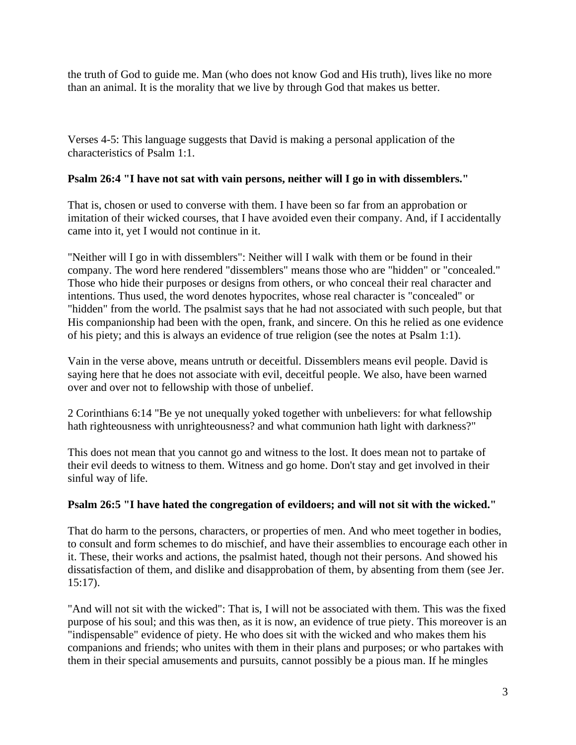the truth of God to guide me. Man (who does not know God and His truth), lives like no more than an animal. It is the morality that we live by through God that makes us better.

Verses 4-5: This language suggests that David is making a personal application of the characteristics of Psalm 1:1.

**Psalm 26:4 "I have not sat with vain persons, neither will I go in with dissemblers."**

That is, chosen or used to converse with them. I have been so far from an approbation or imitation of their wicked courses, that I have avoided even their company. And, if I accidentally came into it, yet I would not continue in it.

"Neither will I go in with dissemblers": Neither will I walk with them or be found in their company. The word here rendered "dissemblers" means those who are "hidden" or "concealed." Those who hide their purposes or designs from others, or who conceal their real character and intentions. Thus used, the word denotes hypocrites, whose real character is "concealed" or "hidden" from the world. The psalmist says that he had not associated with such people, but that His companionship had been with the open, frank, and sincere. On this he relied as one evidence of his piety; and this is always an evidence of true religion (see the notes at Psalm 1:1).

Vain in the verse above, means untruth or deceitful. Dissemblers means evil people. David is saying here that he does not associate with evil, deceitful people. We also, have been warned over and over not to fellowship with those of unbelief.

2 Corinthians 6:14 "Be ye not unequally yoked together with unbelievers: for what fellowship hath righteousness with unrighteousness? and what communion hath light with darkness?"

This does not mean that you cannot go and witness to the lost. It does mean not to partake of their evil deeds to witness to them. Witness and go home. Don't stay and get involved in their sinful way of life.

**Psalm 26:5 "I have hated the congregation of evildoers; and will not sit with the wicked."**

That do harm to the persons, characters, or properties of men. And who meet together in bodies, to consult and form schemes to do mischief, and have their assemblies to encourage each other in it. These, their works and actions, the psalmist hated, though not their persons. And showed his dissatisfaction of them, and dislike and disapprobation of them, by absenting from them (see Jer. 15:17).

"And will not sit with the wicked": That is, I will not be associated with them. This was the fixed purpose of his soul; and this was then, as it is now, an evidence of true piety. This moreover is an "indispensable" evidence of piety. He who does sit with the wicked and who makes them his companions and friends; who unites with them in their plans and purposes; or who partakes with them in their special amusements and pursuits, cannot possibly be a pious man. If he mingles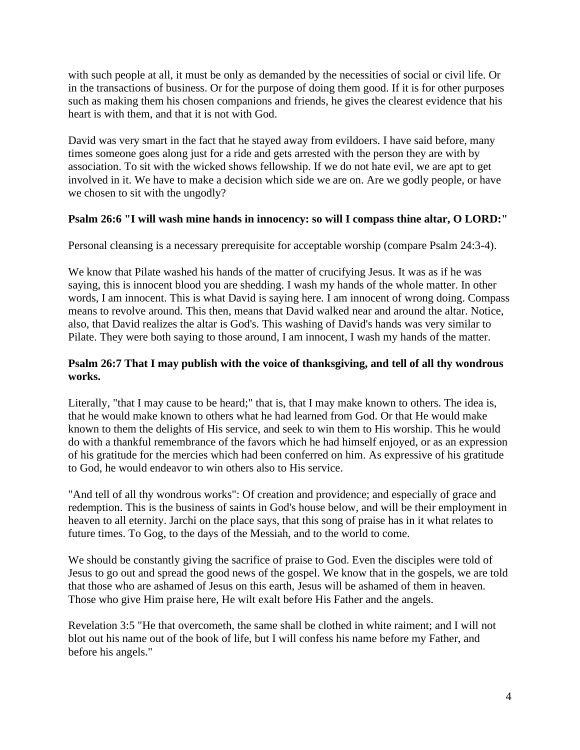with such people at all, it must be only as demanded by the necessities of social or civil life. Or in the transactions of business. Or for the purpose of doing them good. If it is for other purposes such as making them his chosen companions and friends, he gives the clearest evidence that his heart is with them, and that it is not with God.

David was very smart in the fact that he stayed away from evildoers. I have said before, many times someone goes along just for a ride and gets arrested with the person they are with by association. To sit with the wicked shows fellowship. If we do not hate evil, we are apt to get involved in it. We have to make a decision which side we are on. Are we godly people, or have we chosen to sit with the ungodly?

**Psalm 26:6 "I will wash mine hands in innocency: so will I compass thine altar, O LORD:"**

Personal cleansing is a necessary prerequisite for acceptable worship (compare Psalm 24:3-4).

We know that Pilate washed his hands of the matter of crucifying Jesus. It was as if he was saying, this is innocent blood you are shedding. I wash my hands of the whole matter. In other words, I am innocent. This is what David is saying here. I am innocent of wrong doing. Compass means to revolve around. This then, means that David walked near and around the altar. Notice, also, that David realizes the altar is God's. This washing of David's hands was very similar to Pilate. They were both saying to those around, I am innocent, I wash my hands of the matter.

**Psalm 26:7 That I may publish with the voice of thanksgiving, and tell of all thy wondrous works.**

Literally, "that I may cause to be heard;" that is, that I may make known to others. The idea is, that he would make known to others what he had learned from God. Or that He would make known to them the delights of His service, and seek to win them to His worship. This he would do with a thankful remembrance of the favors which he had himself enjoyed, or as an expression of his gratitude for the mercies which had been conferred on him. As expressive of his gratitude to God, he would endeavor to win others also to His service.

"And tell of all thy wondrous works": Of creation and providence; and especially of grace and redemption. This is the business of saints in God's house below, and will be their employment in heaven to all eternity. Jarchi on the place says, that this song of praise has in it what relates to future times. To Gog, to the days of the Messiah, and to the world to come.

We should be constantly giving the sacrifice of praise to God. Even the disciples were told of Jesus to go out and spread the good news of the gospel. We know that in the gospels, we are told that those who are ashamed of Jesus on this earth, Jesus will be ashamed of them in heaven. Those who give Him praise here, He wilt exalt before His Father and the angels.

Revelation 3:5 "He that overcometh, the same shall be clothed in white raiment; and I will not blot out his name out of the book of life, but I will confess his name before my Father, and before his angels."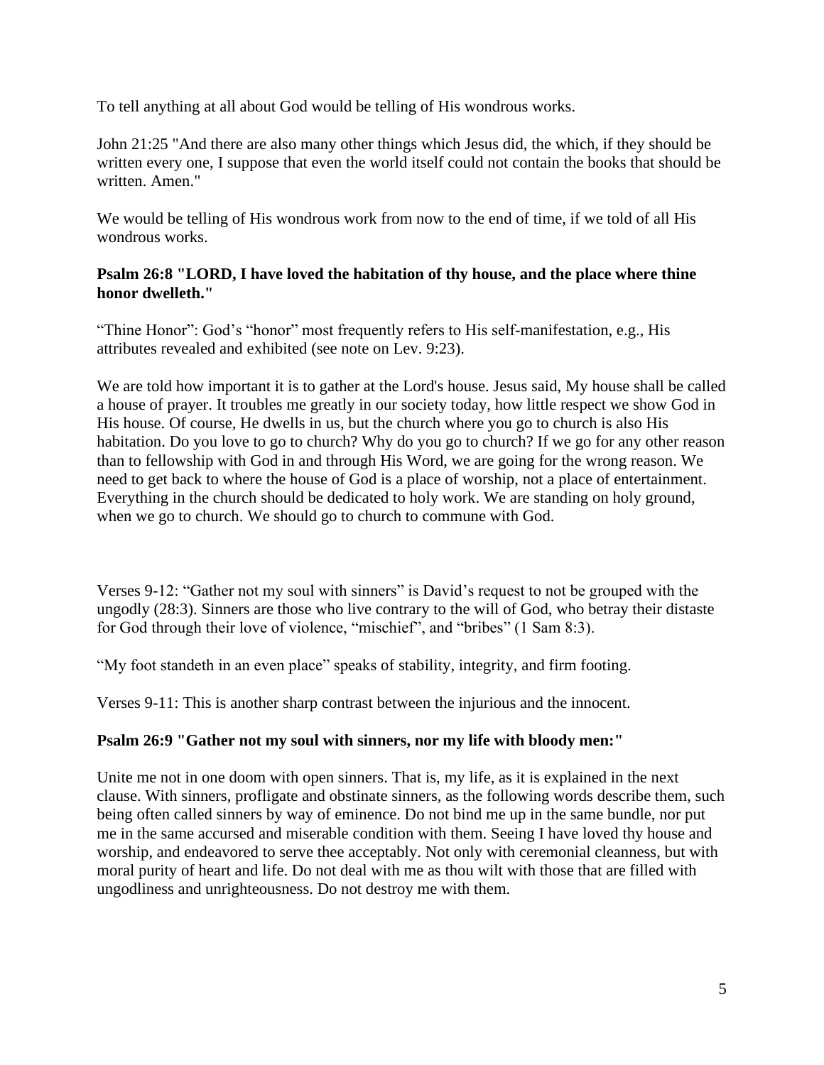To tell anything at all about God would be telling of His wondrous works.

John 21:25 "And there are also many other things which Jesus did, the which, if they should be written every one, I suppose that even the world itself could not contain the books that should be written. Amen."

We would be telling of His wondrous work from now to the end of time, if we told of all His wondrous works.

**Psalm 26:8 "LORD, I have loved the habitation of thy house, and the place where thine honor dwelleth."**

"Thine Honor": God's "honor" most frequently refers to His self-manifestation, e.g., His attributes revealed and exhibited (see note on Lev. 9:23).

We are told how important it is to gather at the Lord's house. Jesus said, My house shall be called a house of prayer. It troubles me greatly in our society today, how little respect we show God in His house. Of course, He dwells in us, but the church where you go to church is also His habitation. Do you love to go to church? Why do you go to church? If we go for any other reason than to fellowship with God in and through His Word, we are going for the wrong reason. We need to get back to where the house of God is a place of worship, not a place of entertainment. Everything in the church should be dedicated to holy work. We are standing on holy ground, when we go to church. We should go to church to commune with God.

Verses 9-12: "Gather not my soul with sinners" is David's request to not be grouped with the ungodly (28:3). Sinners are those who live contrary to the will of God, who betray their distaste for God through their love of violence, "mischief", and "bribes" (1 Sam 8:3).

"My foot standeth in an even place" speaks of stability, integrity, and firm footing.

Verses 9-11: This is another sharp contrast between the injurious and the innocent.

**Psalm 26:9 "Gather not my soul with sinners, nor my life with bloody men:"**

Unite me not in one doom with open sinners. That is, my life, as it is explained in the next clause. With sinners, profligate and obstinate sinners, as the following words describe them, such being often called sinners by way of eminence. Do not bind me up in the same bundle, nor put me in the same accursed and miserable condition with them. Seeing I have loved thy house and worship, and endeavored to serve thee acceptably. Not only with ceremonial cleanness, but with moral purity of heart and life. Do not deal with me as thou wilt with those that are filled with ungodliness and unrighteousness. Do not destroy me with them.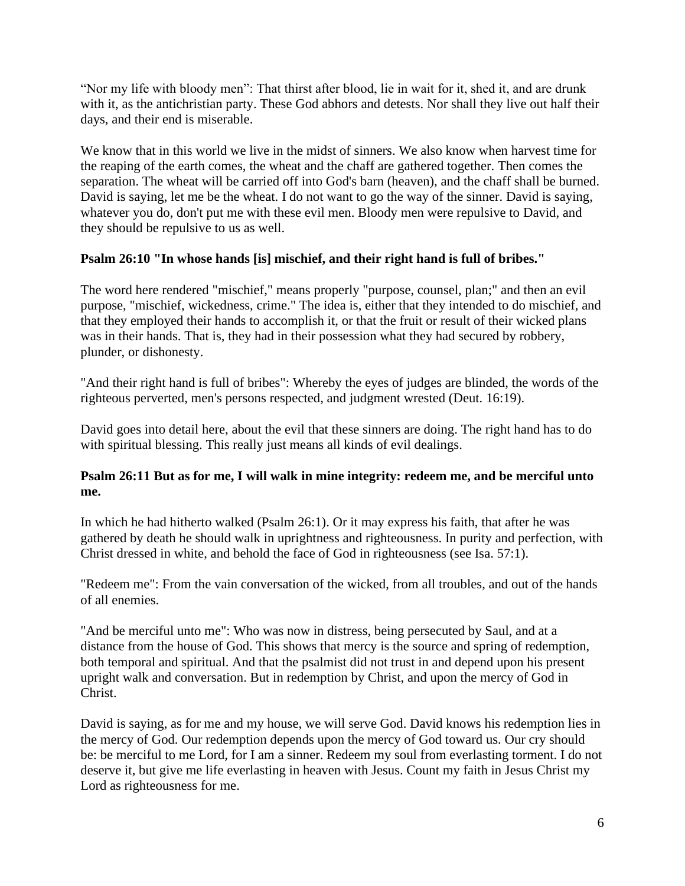"Nor my life with bloody men": That thirst after blood, lie in wait for it, shed it, and are drunk with it, as the antichristian party. These God abhors and detests. Nor shall they live out half their days, and their end is miserable.

We know that in this world we live in the midst of sinners. We also know when harvest time for the reaping of the earth comes, the wheat and the chaff are gathered together. Then comes the separation. The wheat will be carried off into God's barn (heaven), and the chaff shall be burned. David is saying, let me be the wheat. I do not want to go the way of the sinner. David is saying, whatever you do, don't put me with these evil men. Bloody men were repulsive to David, and they should be repulsive to us as well.

**Psalm 26:10 "In whose hands [is] mischief, and their right hand is full of bribes."**

The word here rendered "mischief," means properly "purpose, counsel, plan;" and then an evil purpose, "mischief, wickedness, crime." The idea is, either that they intended to do mischief, and that they employed their hands to accomplish it, or that the fruit or result of their wicked plans was in their hands. That is, they had in their possession what they had secured by robbery, plunder, or dishonesty.

"And their right hand is full of bribes": Whereby the eyes of judges are blinded, the words of the righteous perverted, men's persons respected, and judgment wrested (Deut. 16:19).

David goes into detail here, about the evil that these sinners are doing. The right hand has to do with spiritual blessing. This really just means all kinds of evil dealings.

**Psalm 26:11 But as for me, I will walk in mine integrity: redeem me, and be merciful unto me.**

In which he had hitherto walked (Psalm 26:1). Or it may express his faith, that after he was gathered by death he should walk in uprightness and righteousness. In purity and perfection, with Christ dressed in white, and behold the face of God in righteousness (see Isa. 57:1).

"Redeem me": From the vain conversation of the wicked, from all troubles, and out of the hands of all enemies.

"And be merciful unto me": Who was now in distress, being persecuted by Saul, and at a distance from the house of God. This shows that mercy is the source and spring of redemption, both temporal and spiritual. And that the psalmist did not trust in and depend upon his present upright walk and conversation. But in redemption by Christ, and upon the mercy of God in Christ.

David is saying, as for me and my house, we will serve God. David knows his redemption lies in the mercy of God. Our redemption depends upon the mercy of God toward us. Our cry should be: be merciful to me Lord, for I am a sinner. Redeem my soul from everlasting torment. I do not deserve it, but give me life everlasting in heaven with Jesus. Count my faith in Jesus Christ my Lord as righteousness for me.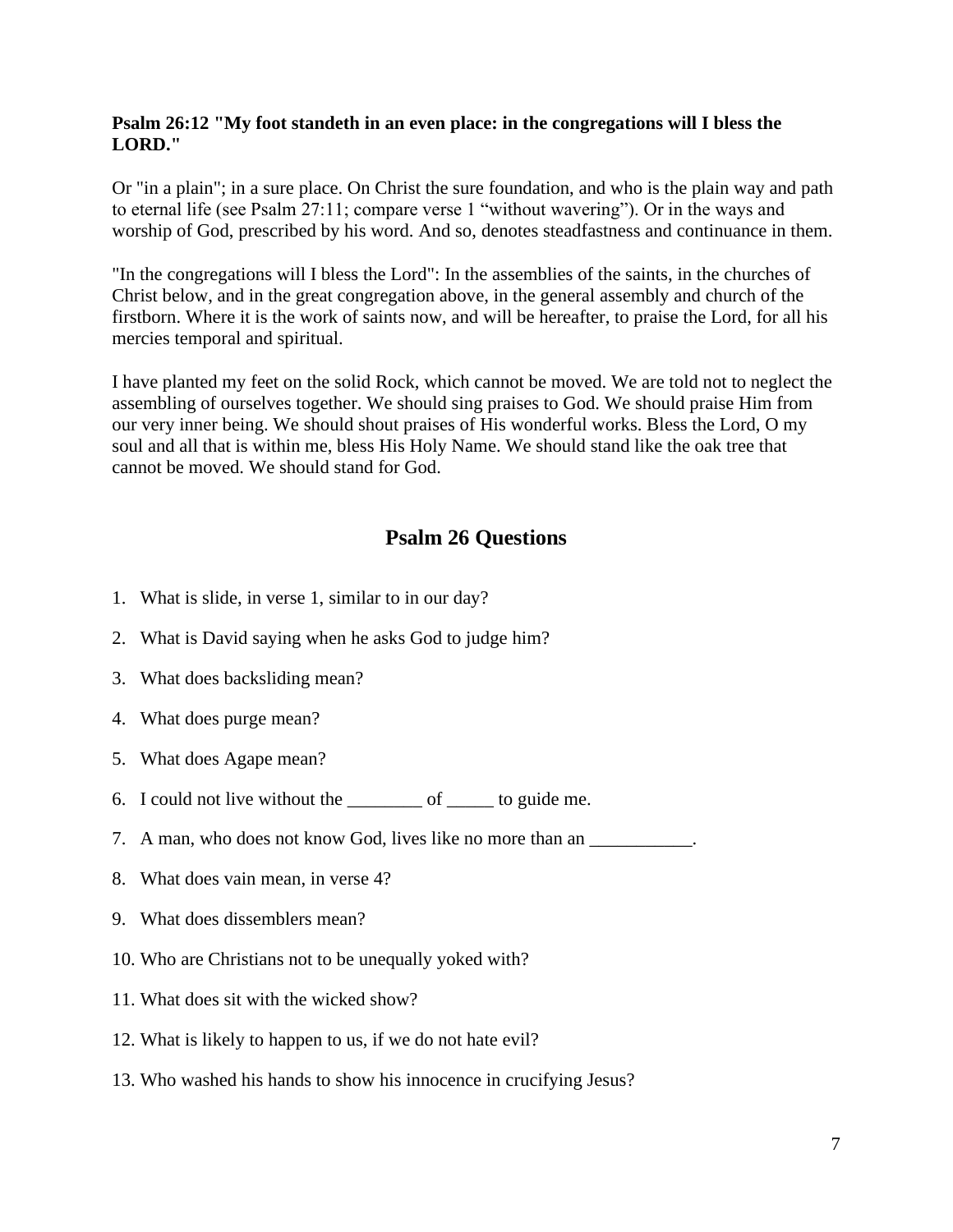**Psalm 26:12 "My foot standeth in an even place: in the congregations will I bless the LORD."**

Or "in a plain"; in a sure place. On Christ the sure foundation, and who is the plain way and path to eternal life (see Psalm 27:11; compare verse 1 "without wavering"). Or in the ways and worship of God, prescribed by his word. And so, denotes steadfastness and continuance in them.

"In the congregations will I bless the Lord": In the assemblies of the saints, in the churches of Christ below, and in the great congregation above, in the general assembly and church of the firstborn. Where it is the work of saints now, and will be hereafter, to praise the Lord, for all his mercies temporal and spiritual.

I have planted my feet on the solid Rock, which cannot be moved. We are told not to neglect the assembling of ourselves together. We should sing praises to God. We should praise Him from our very inner being. We should shout praises of His wonderful works. Bless the Lord, O my soul and all that is within me, bless His Holy Name. We should stand like the oak tree that cannot be moved. We should stand for God.

## Psalm 26 Questions

1. What is slide, in verse 1, similar to in our day?
2. What is David saying when he asks God to judge him?
3. What does backsliding mean?
4. What does purge mean?
5. What does Agape mean?
6. I could not live without the ________ of _____ to guide me.
7. A man, who does not know God, lives like no more than an ___________.
8. What does vain mean, in verse 4?
9. What does dissemblers mean?
10. Who are Christians not to be unequally yoked with?
11. What does sit with the wicked show?
12. What is likely to happen to us, if we do not hate evil?
13. Who washed his hands to show his innocence in crucifying Jesus?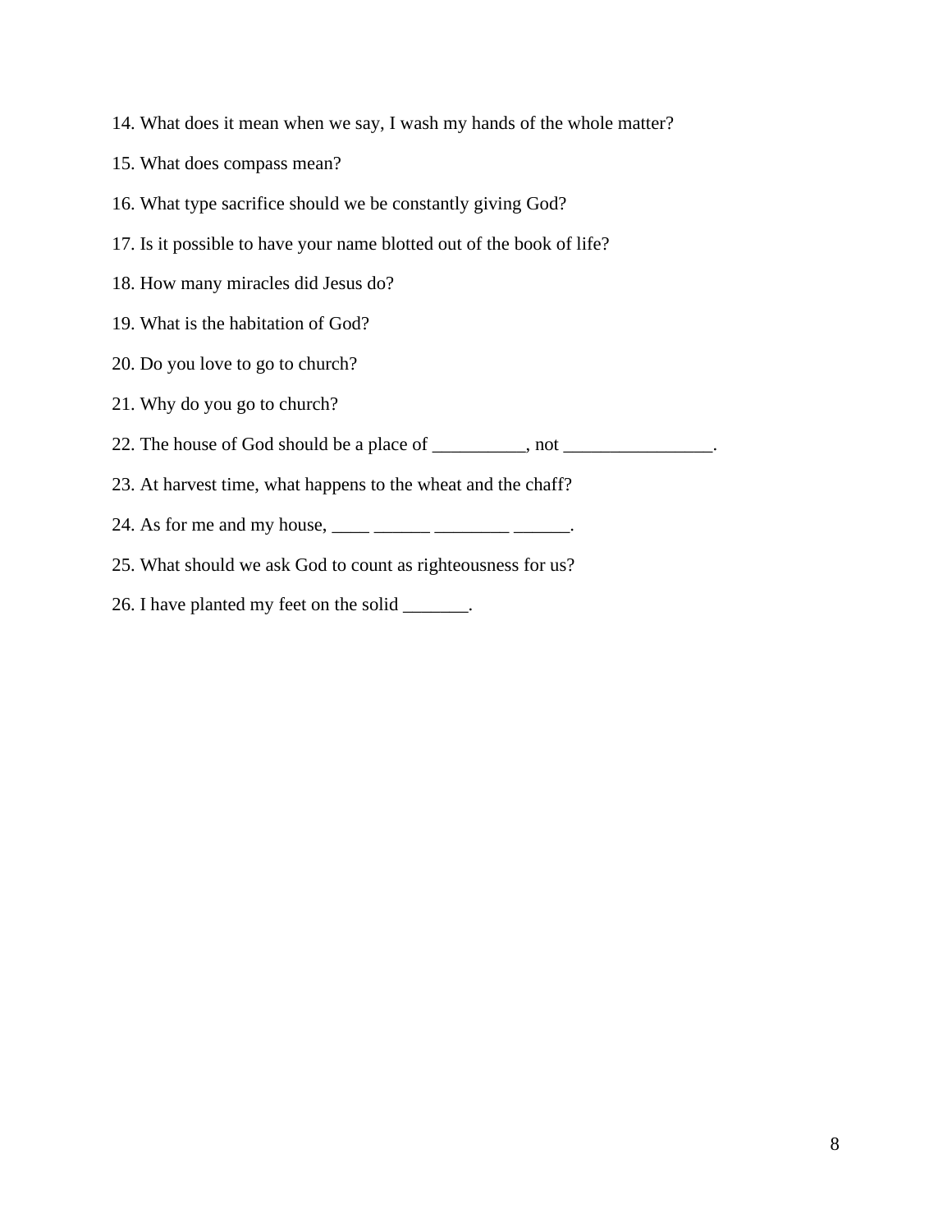14. What does it mean when we say, I wash my hands of the whole matter?

15. What does compass mean?

16. What type sacrifice should we be constantly giving God?

17. Is it possible to have your name blotted out of the book of life?

18. How many miracles did Jesus do?

19. What is the habitation of God?

20. Do you love to go to church?

21. Why do you go to church?

22. The house of God should be a place of __________, not ________________.

23. At harvest time, what happens to the wheat and the chaff?

24. As for me and my house, ____ ______ ________ ______.

25. What should we ask God to count as righteousness for us?

26. I have planted my feet on the solid _______.